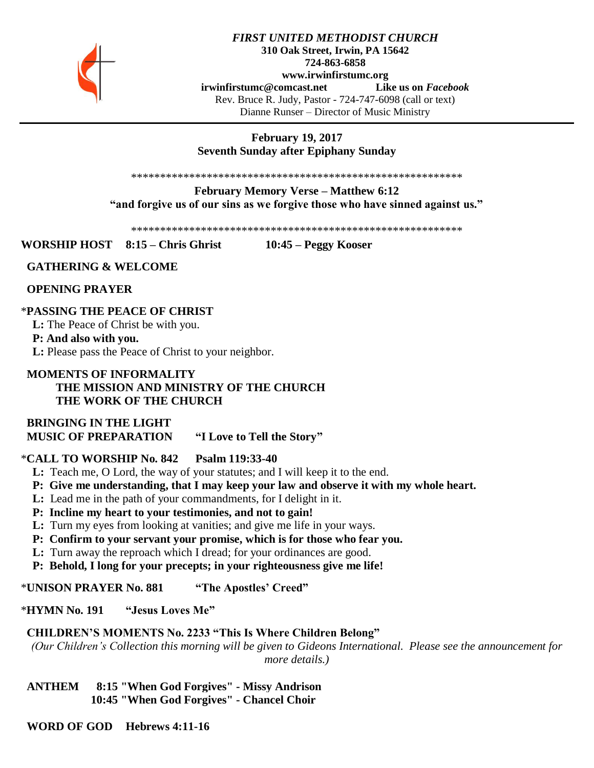***FIRST UNITED METHODIST CHURCH***
**310 Oak Street, Irwin, PA 15642**
**724-863-6858**
**www.irwinfirstumc.org**
**irwinfirstumc@comcast.net** **Like us on *Facebook***
Rev. Bruce R. Judy, Pastor - 724-747-6098 (call or text)
Dianne Runser – Director of Music Ministry

**February 19, 2017**
**Seventh Sunday after Epiphany Sunday**

*************************************************************

**February Memory Verse – Matthew 6:12**
**"and forgive us of our sins as we forgive those who have sinned against us."**

*************************************************************

**WORSHIP HOST 8:15 – Chris Ghrist 10:45 – Peggy Kooser**

**GATHERING & WELCOME**

**OPENING PRAYER**

***PASSING THE PEACE OF CHRIST**

**L:** The Peace of Christ be with you.
**P: And also with you.**
**L:** Please pass the Peace of Christ to your neighbor.

**MOMENTS OF INFORMALITY**
**THE MISSION AND MINISTRY OF THE CHURCH**
**THE WORK OF THE CHURCH**

**BRINGING IN THE LIGHT**
**MUSIC OF PREPARATION "I Love to Tell the Story"**

***CALL TO WORSHIP No. 842 Psalm 119:33-40**

**L:** Teach me, O Lord, the way of your statutes; and I will keep it to the end.
**P: Give me understanding, that I may keep your law and observe it with my whole heart.**
**L:** Lead me in the path of your commandments, for I delight in it.
**P: Incline my heart to your testimonies, and not to gain!**
**L:** Turn my eyes from looking at vanities; and give me life in your ways.
**P: Confirm to your servant your promise, which is for those who fear you.**
**L:** Turn away the reproach which I dread; for your ordinances are good.
**P: Behold, I long for your precepts; in your righteousness give me life!**

***UNISON PRAYER No. 881 "The Apostles' Creed"**

***HYMN No. 191 "Jesus Loves Me"**

**CHILDREN'S MOMENTS No. 2233 "This Is Where Children Belong"**
*(Our Children's Collection this morning will be given to Gideons International. Please see the announcement for more details.)*

**ANTHEM 8:15 "When God Forgives" - Missy Andrison**
**10:45 "When God Forgives" - Chancel Choir**

**WORD OF GOD Hebrews 4:11-16**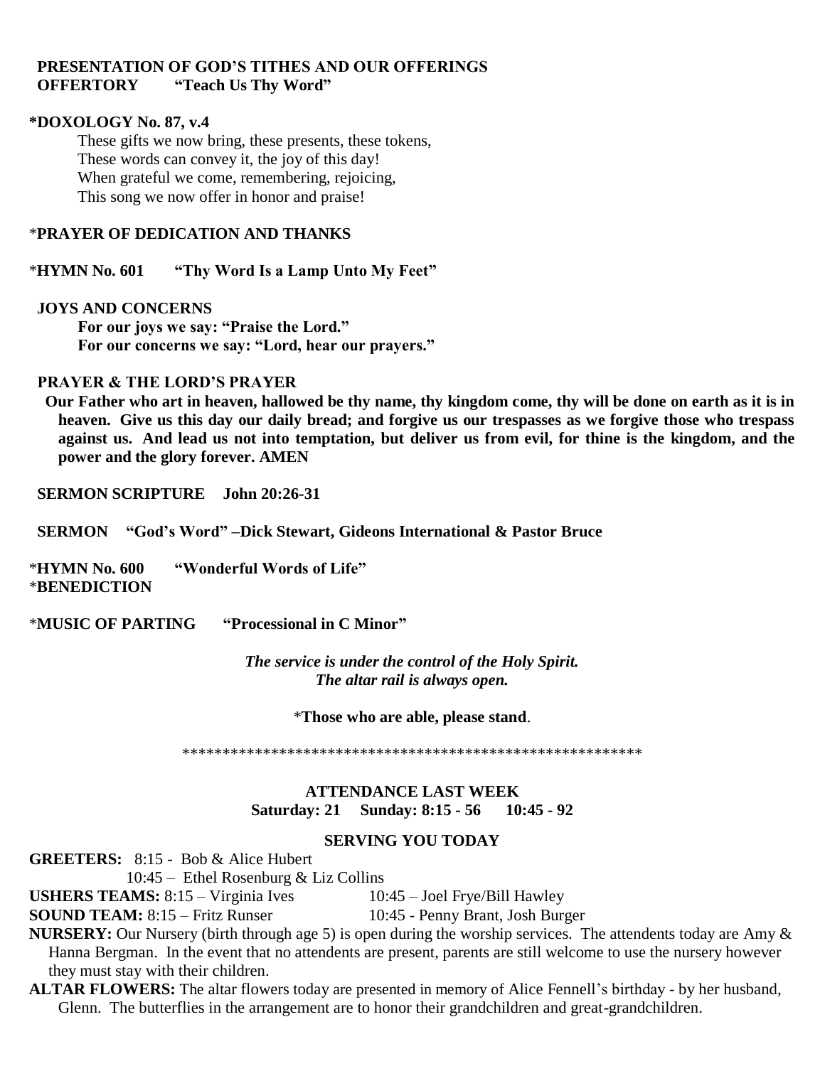**PRESENTATION OF GOD'S TITHES AND OUR OFFERINGS**
**OFFERTORY "Teach Us Thy Word"**

**\*DOXOLOGY No. 87, v.4**

These gifts we now bring, these presents, these tokens,
These words can convey it, the joy of this day!
When grateful we come, remembering, rejoicing,
This song we now offer in honor and praise!

\***PRAYER OF DEDICATION AND THANKS**

\***HYMN No. 601 "Thy Word Is a Lamp Unto My Feet"**

**JOYS AND CONCERNS**

**For our joys we say: "Praise the Lord."**
**For our concerns we say: "Lord, hear our prayers."**

**PRAYER & THE LORD'S PRAYER**

**Our Father who art in heaven, hallowed be thy name, thy kingdom come, thy will be done on earth as it is in heaven. Give us this day our daily bread; and forgive us our trespasses as we forgive those who trespass against us. And lead us not into temptation, but deliver us from evil, for thine is the kingdom, and the power and the glory forever. AMEN**

**SERMON SCRIPTURE John 20:26-31**

**SERMON "God's Word" –Dick Stewart, Gideons International & Pastor Bruce**

\***HYMN No. 600 "Wonderful Words of Life"**
\***BENEDICTION**

\***MUSIC OF PARTING "Processional in C Minor"**

***The service is under the control of the Holy Spirit.***
***The altar rail is always open.***

\***Those who are able, please stand**.

\*\*\*\*\*\*\*\*\*\*\*\*\*\*\*\*\*\*\*\*\*\*\*\*\*\*\*\*\*\*\*\*\*\*\*\*\*\*\*\*\*\*\*\*\*\*\*\*\*\*\*\*\*\*\*\*\*\*\*\*

**ATTENDANCE LAST WEEK**
**Saturday: 21 Sunday: 8:15 - 56 10:45 - 92**

**SERVING YOU TODAY**

**GREETERS:** 8:15 - Bob & Alice Hubert
10:45 – Ethel Rosenburg & Liz Collins

**USHERS TEAMS:** 8:15 – Virginia Ives 10:45 – Joel Frye/Bill Hawley

**SOUND TEAM:** 8:15 – Fritz Runser 10:45 - Penny Brant, Josh Burger

**NURSERY:** Our Nursery (birth through age 5) is open during the worship services. The attendents today are Amy & Hanna Bergman. In the event that no attendents are present, parents are still welcome to use the nursery however they must stay with their children.

**ALTAR FLOWERS:** The altar flowers today are presented in memory of Alice Fennell's birthday - by her husband, Glenn. The butterflies in the arrangement are to honor their grandchildren and great-grandchildren.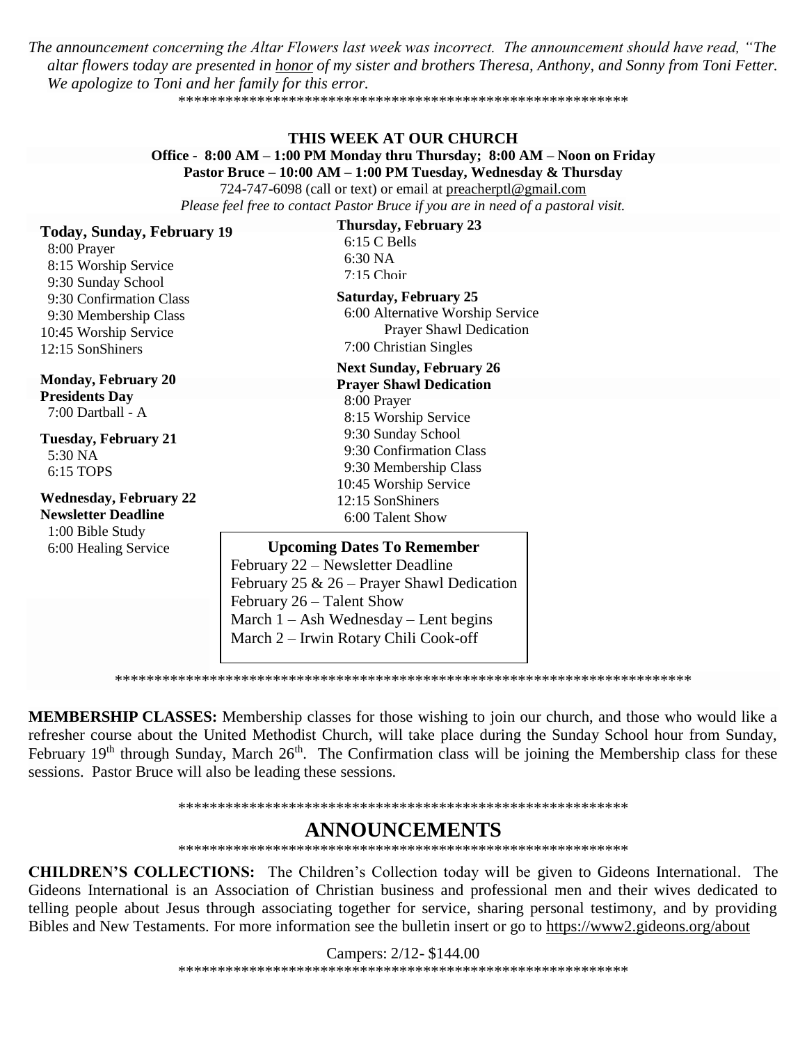*The announcement concerning the Altar Flowers last week was incorrect. The announcement should have read, "The altar flowers today are presented in honor of my sister and brothers Theresa, Anthony, and Sonny from Toni Fetter. We apologize to Toni and her family for this error.*

***********************************************************

**THIS WEEK AT OUR CHURCH**

**Office - 8:00 AM – 1:00 PM Monday thru Thursday; 8:00 AM – Noon on Friday**

**Pastor Bruce – 10:00 AM – 1:00 PM Tuesday, Wednesday & Thursday**

724-747-6098 (call or text) or email at preacherptl@gmail.com

*Please feel free to contact Pastor Bruce if you are in need of a pastoral visit.*

**Today, Sunday, February 19**
- 8:00 Prayer
- 8:15 Worship Service
- 9:30 Sunday School
- 9:30 Confirmation Class
- 9:30 Membership Class
- 10:45 Worship Service
- 12:15 SonShiners

**Monday, February 20**
**Presidents Day**
- 7:00 Dartball - A

**Tuesday, February 21**
- 5:30 NA
- 6:15 TOPS

**Wednesday, February 22**
**Newsletter Deadline**
- 1:00 Bible Study
- 6:00 Healing Service

**Thursday, February 23**
- 6:15 C Bells
- 6:30 NA
- 7:15 Choir

**Saturday, February 25**
- 6:00 Alternative Worship Service
  - Prayer Shawl Dedication
- 7:00 Christian Singles

**Next Sunday, February 26**
**Prayer Shawl Dedication**
- 8:00 Prayer
- 8:15 Worship Service
- 9:30 Sunday School
- 9:30 Confirmation Class
- 9:30 Membership Class
- 10:45 Worship Service
- 12:15 SonShiners
- 6:00 Talent Show

**Upcoming Dates To Remember**

February 22 – Newsletter Deadline
February 25 & 26 – Prayer Shawl Dedication
February 26 – Talent Show
March 1 – Ash Wednesday – Lent begins
March 2 – Irwin Rotary Chili Cook-off

***************************************************************************

**MEMBERSHIP CLASSES:** Membership classes for those wishing to join our church, and those who would like a refresher course about the United Methodist Church, will take place during the Sunday School hour from Sunday, February 19th through Sunday, March 26th. The Confirmation class will be joining the Membership class for these sessions. Pastor Bruce will also be leading these sessions.

***********************************************************

## ANNOUNCEMENTS

***********************************************************

**CHILDREN'S COLLECTIONS:** The Children's Collection today will be given to Gideons International. The Gideons International is an Association of Christian business and professional men and their wives dedicated to telling people about Jesus through associating together for service, sharing personal testimony, and by providing Bibles and New Testaments. For more information see the bulletin insert or go to https://www2.gideons.org/about

Campers: 2/12- $144.00

***********************************************************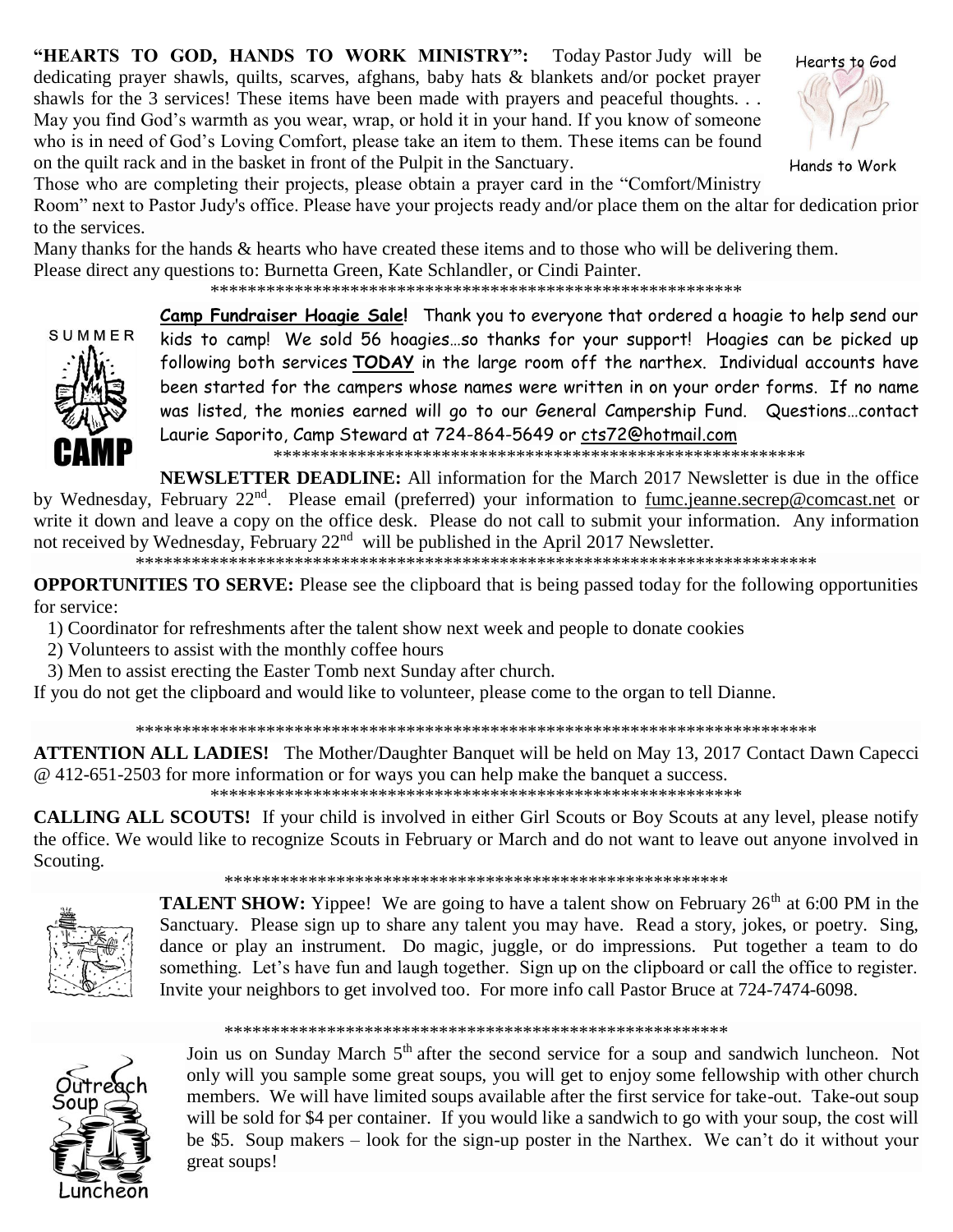**"HEARTS TO GOD, HANDS TO WORK MINISTRY":** Today Pastor Judy will be dedicating prayer shawls, quilts, scarves, afghans, baby hats & blankets and/or pocket prayer shawls for the 3 services! These items have been made with prayers and peaceful thoughts. . . May you find God's warmth as you wear, wrap, or hold it in your hand. If you know of someone who is in need of God's Loving Comfort, please take an item to them. These items can be found on the quilt rack and in the basket in front of the Pulpit in the Sanctuary.

Those who are completing their projects, please obtain a prayer card in the "Comfort/Ministry Room" next to Pastor Judy's office. Please have your projects ready and/or place them on the altar for dedication prior to the services.

Many thanks for the hands & hearts who have created these items and to those who will be delivering them.
Please direct any questions to: Burnetta Green, Kate Schlandler, or Cindi Painter.

************************************************************

**Camp Fundraiser Hoagie Sale!** Thank you to everyone that ordered a hoagie to help send our kids to camp! We sold 56 hoagies…so thanks for your support! Hoagies can be picked up following both services **TODAY** in the large room off the narthex. Individual accounts have been started for the campers whose names were written in on your order forms. If no name was listed, the monies earned will go to our General Campership Fund. Questions…contact Laurie Saporito, Camp Steward at 724-864-5649 or cts72@hotmail.com

************************************************************

**NEWSLETTER DEADLINE:** All information for the March 2017 Newsletter is due in the office by Wednesday, February 22nd. Please email (preferred) your information to fumc.jeanne.secrep@comcast.net or write it down and leave a copy on the office desk. Please do not call to submit your information. Any information not received by Wednesday, February 22nd will be published in the April 2017 Newsletter.

******************************************************************************

**OPPORTUNITIES TO SERVE:** Please see the clipboard that is being passed today for the following opportunities for service:

1) Coordinator for refreshments after the talent show next week and people to donate cookies
2) Volunteers to assist with the monthly coffee hours
3) Men to assist erecting the Easter Tomb next Sunday after church.

If you do not get the clipboard and would like to volunteer, please come to the organ to tell Dianne.

******************************************************************************

**ATTENTION ALL LADIES!** The Mother/Daughter Banquet will be held on May 13, 2017 Contact Dawn Capecci @ 412-651-2503 for more information or for ways you can help make the banquet a success.

************************************************************

**CALLING ALL SCOUTS!** If your child is involved in either Girl Scouts or Boy Scouts at any level, please notify the office. We would like to recognize Scouts in February or March and do not want to leave out anyone involved in Scouting.

********************************************************

**TALENT SHOW:** Yippee! We are going to have a talent show on February 26th at 6:00 PM in the Sanctuary. Please sign up to share any talent you may have. Read a story, jokes, or poetry. Sing, dance or play an instrument. Do magic, juggle, or do impressions. Put together a team to do something. Let's have fun and laugh together. Sign up on the clipboard or call the office to register. Invite your neighbors to get involved too. For more info call Pastor Bruce at 724-7474-6098.

********************************************************

Join us on Sunday March 5th after the second service for a soup and sandwich luncheon. Not only will you sample some great soups, you will get to enjoy some fellowship with other church members. We will have limited soups available after the first service for take-out. Take-out soup will be sold for $4 per container. If you would like a sandwich to go with your soup, the cost will be $5. Soup makers – look for the sign-up poster in the Narthex. We can't do it without your great soups!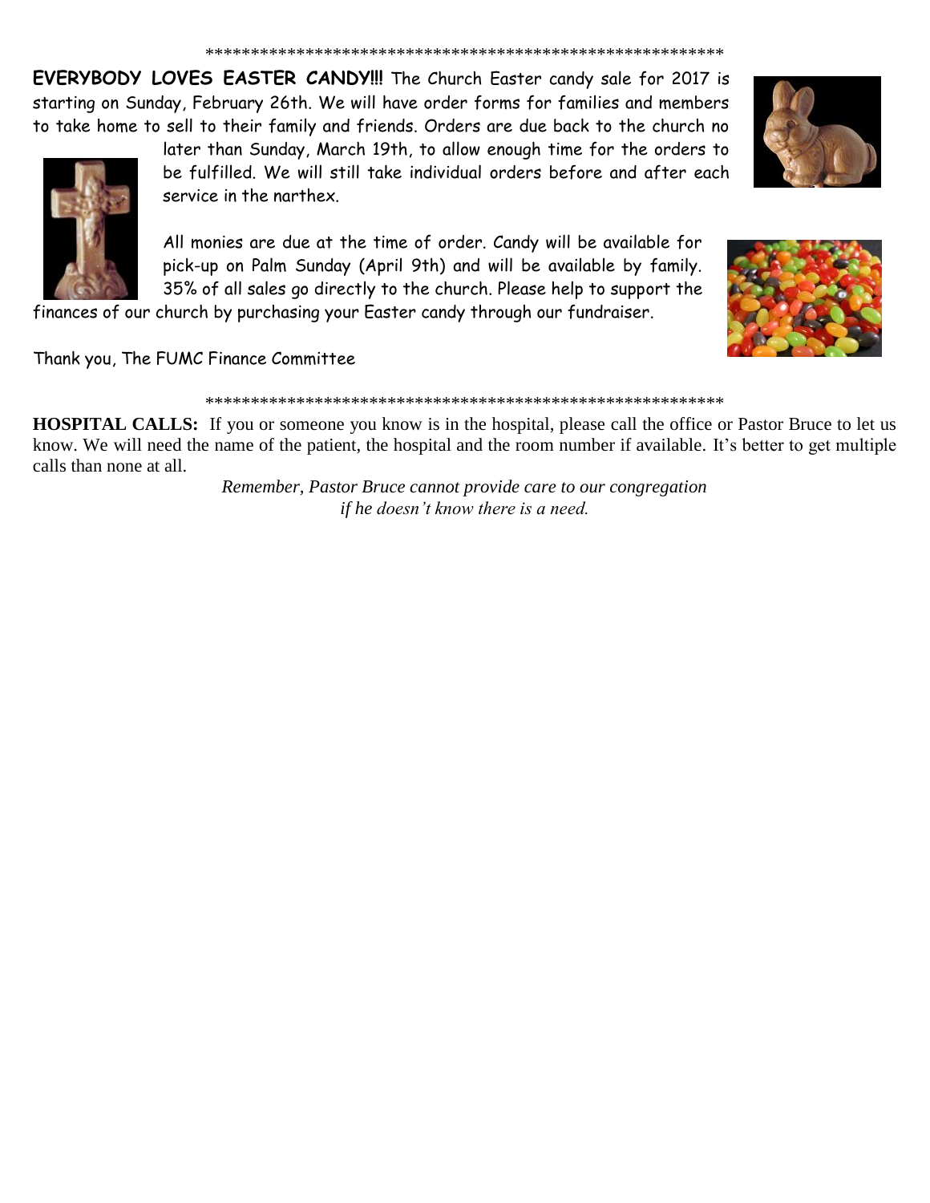\*\*\*\*\*\*\*\*\*\*\*\*\*\*\*\*\*\*\*\*\*\*\*\*\*\*\*\*\*\*\*\*\*\*\*\*\*\*\*\*\*\*\*\*\*\*\*\*\*\*\*\*\*\*\*\*\*\*\*\*

**EVERYBODY LOVES EASTER CANDY!!!** The Church Easter candy sale for 2017 is starting on Sunday, February 26th. We will have order forms for families and members to take home to sell to their family and friends. Orders are due back to the church no later than Sunday, March 19th, to allow enough time for the orders to be fulfilled. We will still take individual orders before and after each service in the narthex.

All monies are due at the time of order. Candy will be available for pick-up on Palm Sunday (April 9th) and will be available by family. 35% of all sales go directly to the church. Please help to support the finances of our church by purchasing your Easter candy through our fundraiser.

Thank you, The FUMC Finance Committee

\*\*\*\*\*\*\*\*\*\*\*\*\*\*\*\*\*\*\*\*\*\*\*\*\*\*\*\*\*\*\*\*\*\*\*\*\*\*\*\*\*\*\*\*\*\*\*\*\*\*\*\*\*\*\*\*\*\*\*\*

**HOSPITAL CALLS:** If you or someone you know is in the hospital, please call the office or Pastor Bruce to let us know. We will need the name of the patient, the hospital and the room number if available. It's better to get multiple calls than none at all.

*Remember, Pastor Bruce cannot provide care to our congregation if he doesn't know there is a need.*